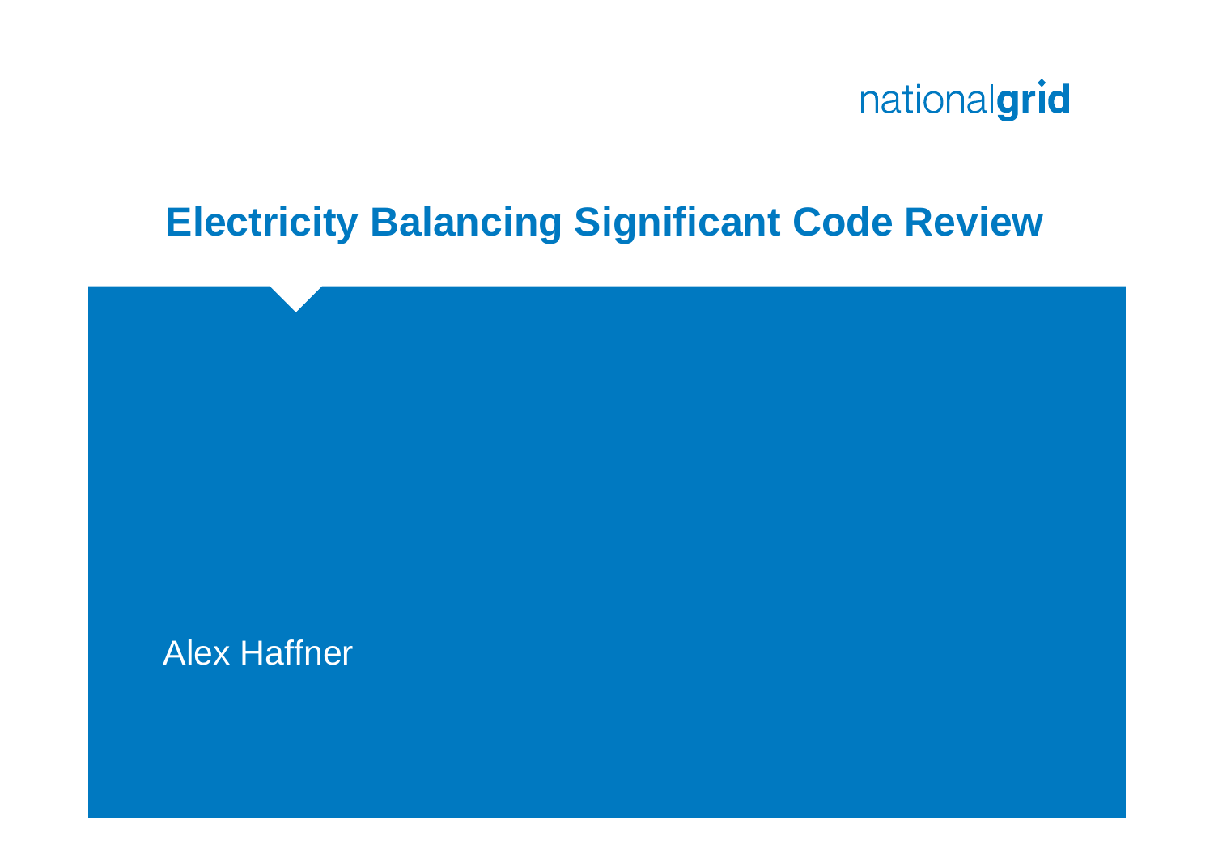nationalgrid

# Electricity Balancing Significant Code Review

Alex Haffner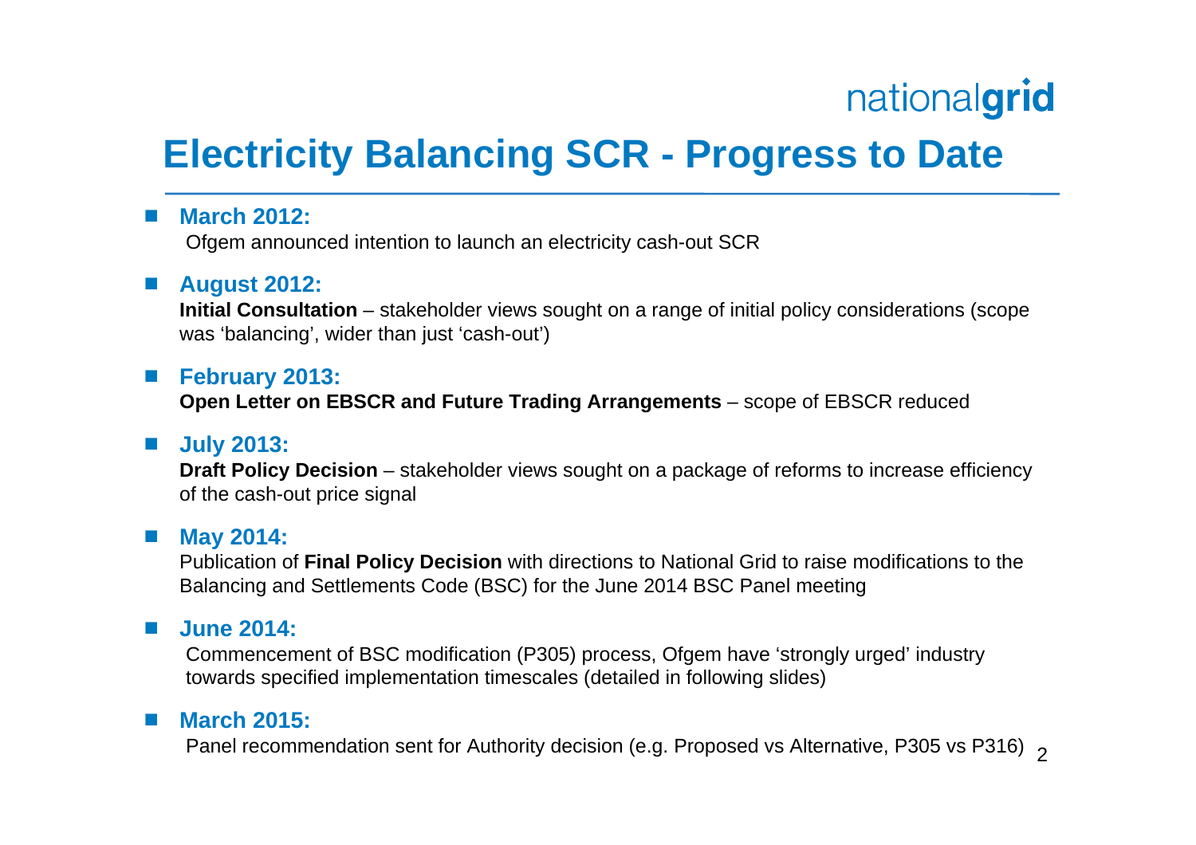# Electricity Balancing SCR - Progress to Date

- **March 2012:**
  Ofgem announced intention to launch an electricity cash-out SCR

- **August 2012:**
  **Initial Consultation** – stakeholder views sought on a range of initial policy considerations (scope was 'balancing', wider than just 'cash-out')

- **February 2013:**
  **Open Letter on EBSCR and Future Trading Arrangements** – scope of EBSCR reduced

- **July 2013:**
  **Draft Policy Decision** – stakeholder views sought on a package of reforms to increase efficiency of the cash-out price signal

- **May 2014:**
  Publication of **Final Policy Decision** with directions to National Grid to raise modifications to the Balancing and Settlements Code (BSC) for the June 2014 BSC Panel meeting

- **June 2014:**
  Commencement of BSC modification (P305) process, Ofgem have 'strongly urged' industry towards specified implementation timescales (detailed in following slides)

- **March 2015:**
  Panel recommendation sent for Authority decision (e.g. Proposed vs Alternative, P305 vs P316)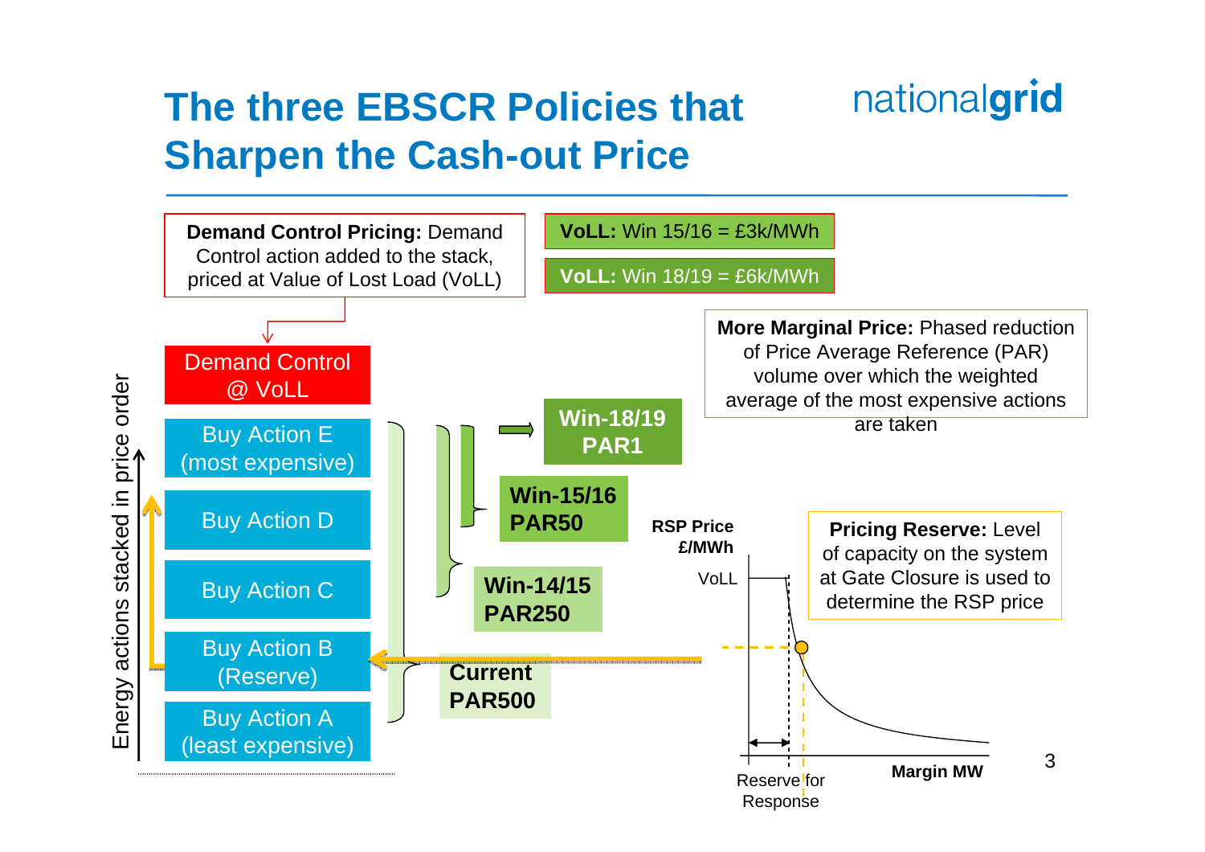# The three EBSCR Policies that Sharpen the Cash-out Price

nationalgrid

**Demand Control Pricing:** Demand Control action added to the stack, priced at Value of Lost Load (VoLL)

**VoLL:** Win 15/16 = £3k/MWh

**VoLL:** Win 18/19 = £6k/MWh

**More Marginal Price:** Phased reduction of Price Average Reference (PAR) volume over which the weighted average of the most expensive actions are taken

**Pricing Reserve:** Level of capacity on the system at Gate Closure is used to determine the RSP price

Energy actions stacked in price order:

- Demand Control @ VoLL
- Buy Action E (most expensive)
- Buy Action D
- Buy Action C
- Buy Action B (Reserve)
- Buy Action A (least expensive)

**Win-18/19 PAR1**

**Win-15/16 PAR50**

**Win-14/15 PAR250**

**Current PAR500**

RSP Price £/MWh; VoLL; Margin MW; Reserve for Response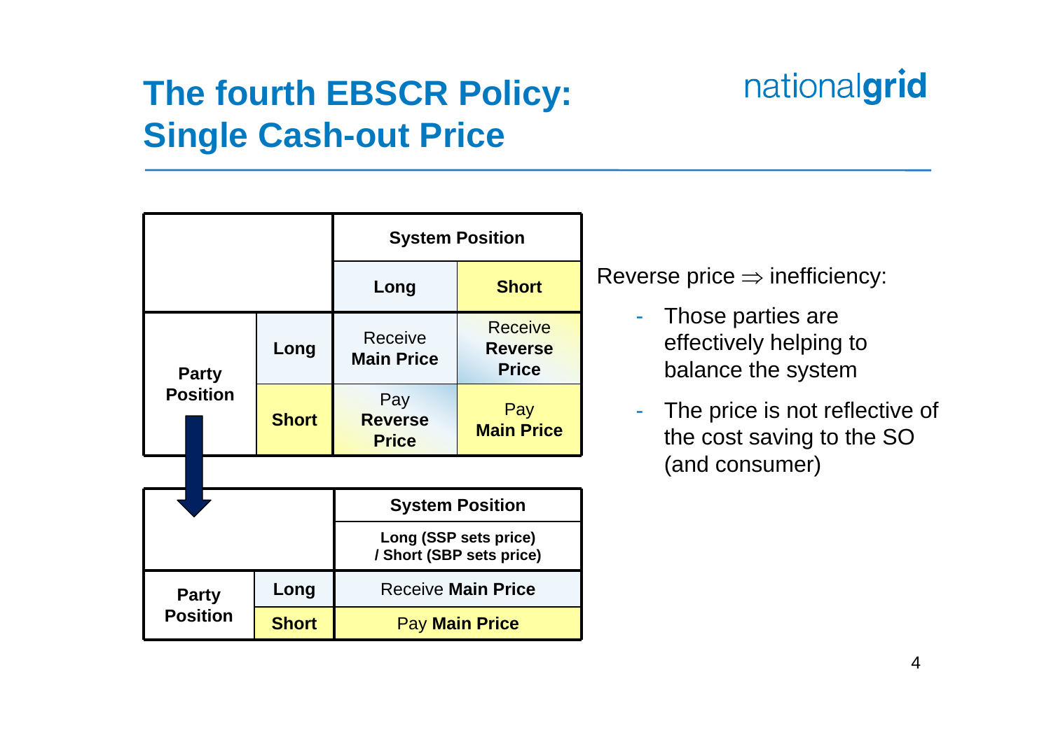# The fourth EBSCR Policy: Single Cash-out Price

|  |  | System Position |  |
|---|---|---|---|
|  |  | Long | Short |
| Party Position | Long | Receive **Main Price** | Receive **Reverse Price** |
|  | Short | Pay **Reverse Price** | Pay **Main Price** |

|  |  | System Position |
|---|---|---|
|  |  | Long (SSP sets price) / Short (SBP sets price) |
| Party Position | Long | Receive **Main Price** |
|  | Short | Pay **Main Price** |

Reverse price ⇒ inefficiency:

- Those parties are effectively helping to balance the system
- The price is not reflective of the cost saving to the SO (and consumer)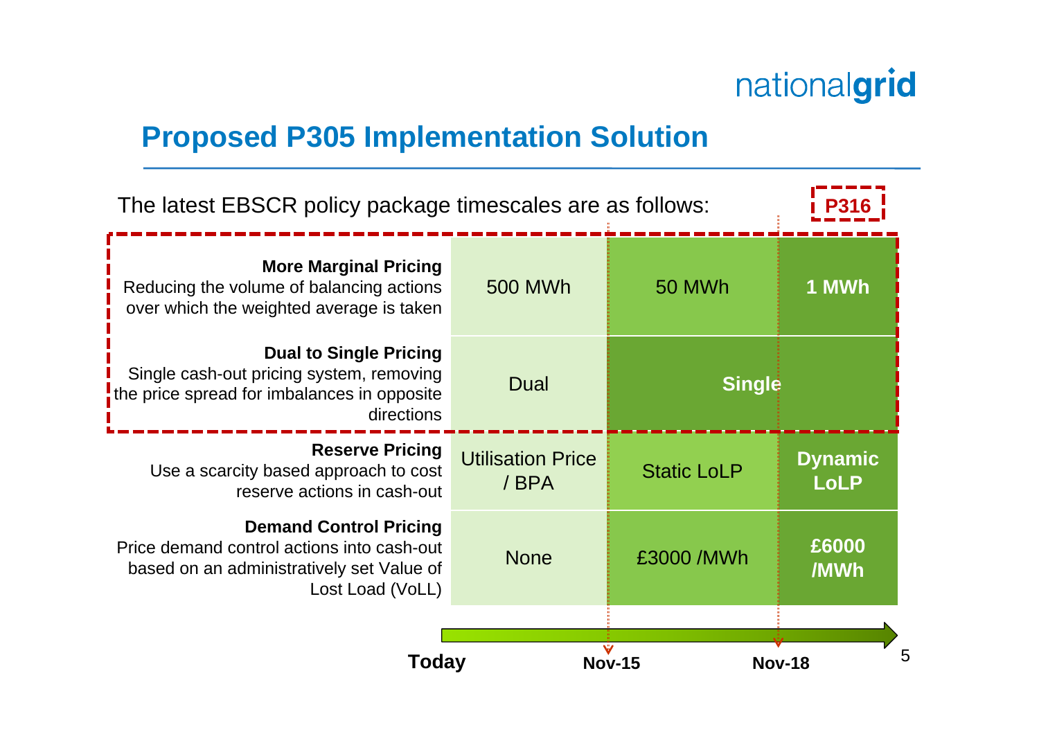## Proposed P305 Implementation Solution

The latest EBSCR policy package timescales are as follows:

**P316**

| | Today | Nov-15 | Nov-18 |
|---|---|---|---|
| **More Marginal Pricing**<br>Reducing the volume of balancing actions over which the weighted average is taken | 500 MWh | 50 MWh | **1 MWh** |
| **Dual to Single Pricing**<br>Single cash-out pricing system, removing the price spread for imbalances in opposite directions | Dual | **Single** | **Single** |
| **Reserve Pricing**<br>Use a scarcity based approach to cost reserve actions in cash-out | Utilisation Price / BPA | Static LoLP | **Dynamic LoLP** |
| **Demand Control Pricing**<br>Price demand control actions into cash-out based on an administratively set Value of Lost Load (VoLL) | None | £3000 /MWh | **£6000 /MWh** |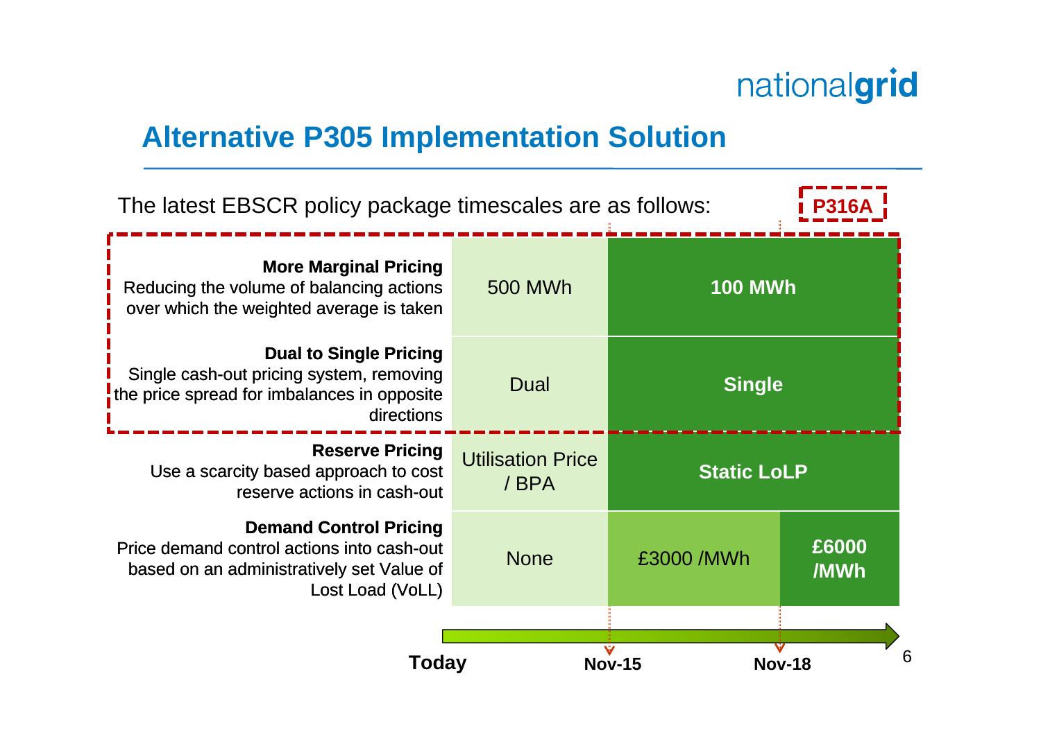## Alternative P305 Implementation Solution

The latest EBSCR policy package timescales are as follows:

**P316A**

| | Today | Nov-15 | Nov-18 |
|---|---|---|---|
| **More Marginal Pricing** Reducing the volume of balancing actions over which the weighted average is taken | 500 MWh | **100 MWh** | |
| **Dual to Single Pricing** Single cash-out pricing system, removing the price spread for imbalances in opposite directions | Dual | **Single** | |
| **Reserve Pricing** Use a scarcity based approach to cost reserve actions in cash-out | Utilisation Price / BPA | **Static LoLP** | |
| **Demand Control Pricing** Price demand control actions into cash-out based on an administratively set Value of Lost Load (VoLL) | None | £3000 /MWh | **£6000 /MWh** |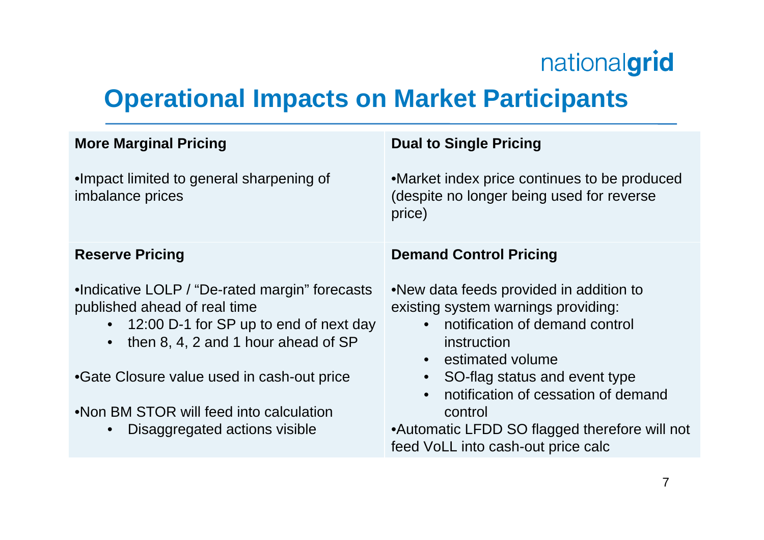# Operational Impacts on Market Participants

### More Marginal Pricing

- Impact limited to general sharpening of imbalance prices

### Dual to Single Pricing

- Market index price continues to be produced (despite no longer being used for reverse price)

### Reserve Pricing

- Indicative LOLP / "De-rated margin" forecasts published ahead of real time
  - 12:00 D-1 for SP up to end of next day
  - then 8, 4, 2 and 1 hour ahead of SP
- Gate Closure value used in cash-out price
- Non BM STOR will feed into calculation
  - Disaggregated actions visible

### Demand Control Pricing

- New data feeds provided in addition to existing system warnings providing:
  - notification of demand control instruction
  - estimated volume
  - SO-flag status and event type
  - notification of cessation of demand control
- Automatic LFDD SO flagged therefore will not feed VoLL into cash-out price calc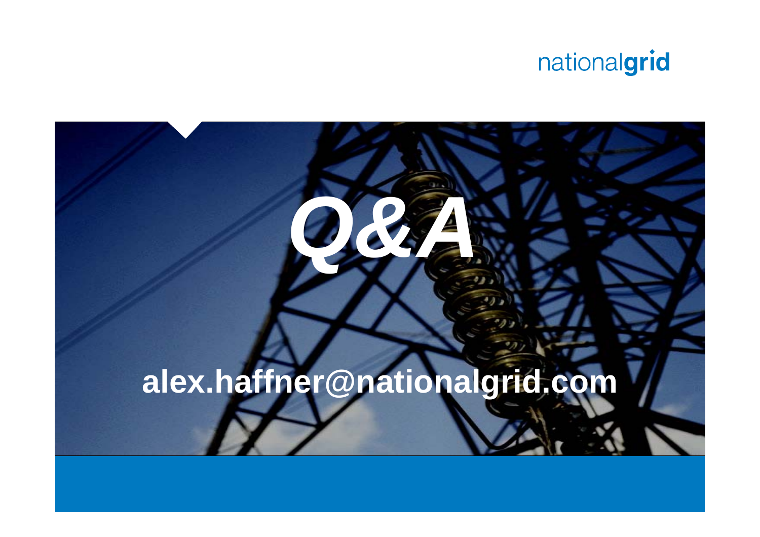nationalgrid

# *Q&A*

**alex.haffner@nationalgrid.com**